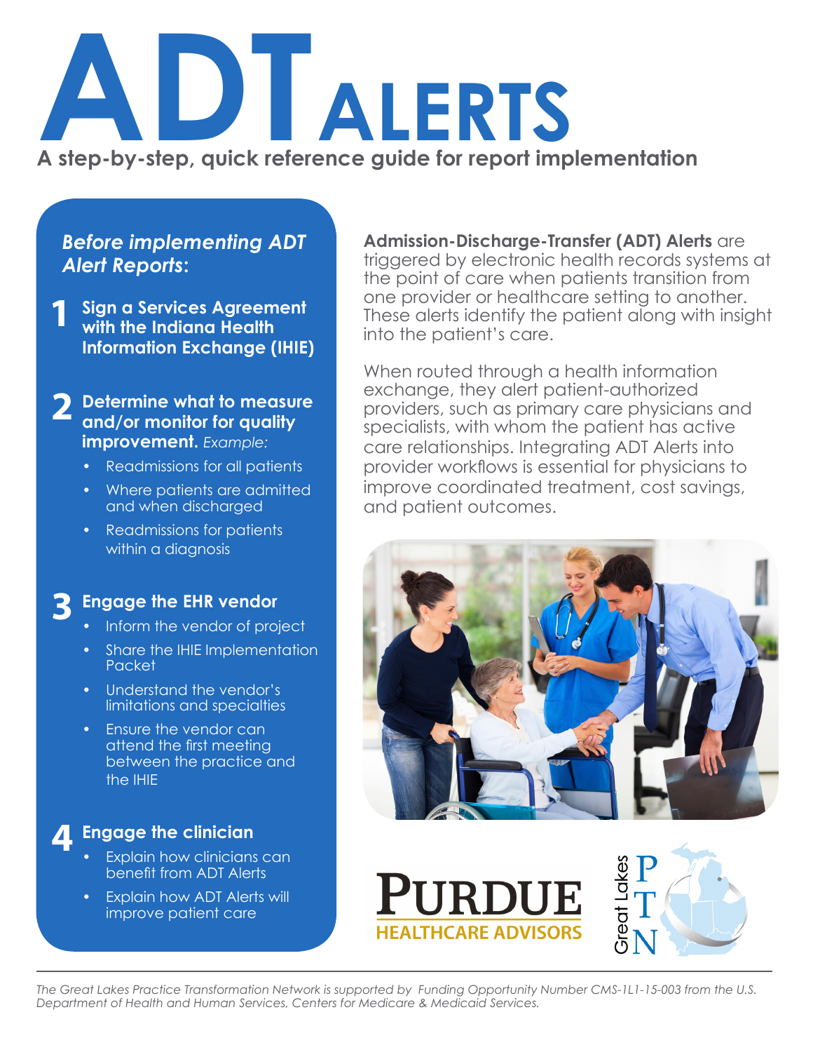# ADT ALERTS

**A step-by-step, quick reference guide for report implementation**

***Before implementing ADT Alert Reports:***

**1 Sign a Services Agreement with the Indiana Health Information Exchange (IHIE)**

**2 Determine what to measure and/or monitor for quality improvement.** *Example:*

- Readmissions for all patients
- Where patients are admitted and when discharged
- Readmissions for patients within a diagnosis

**3 Engage the EHR vendor**

- Inform the vendor of project
- Share the IHIE Implementation Packet
- Understand the vendor's limitations and specialties
- Ensure the vendor can attend the first meeting between the practice and the IHIE

**4 Engage the clinician**

- Explain how clinicians can benefit from ADT Alerts
- Explain how ADT Alerts will improve patient care

**Admission-Discharge-Transfer (ADT) Alerts** are triggered by electronic health records systems at the point of care when patients transition from one provider or healthcare setting to another. These alerts identify the patient along with insight into the patient's care.

When routed through a health information exchange, they alert patient-authorized providers, such as primary care physicians and specialists, with whom the patient has active care relationships. Integrating ADT Alerts into provider workflows is essential for physicians to improve coordinated treatment, cost savings, and patient outcomes.

PURDUE HEALTHCARE ADVISORS

Great Lakes PTN

*The Great Lakes Practice Transformation Network is supported by Funding Opportunity Number CMS-1L1-15-003 from the U.S. Department of Health and Human Services, Centers for Medicare & Medicaid Services.*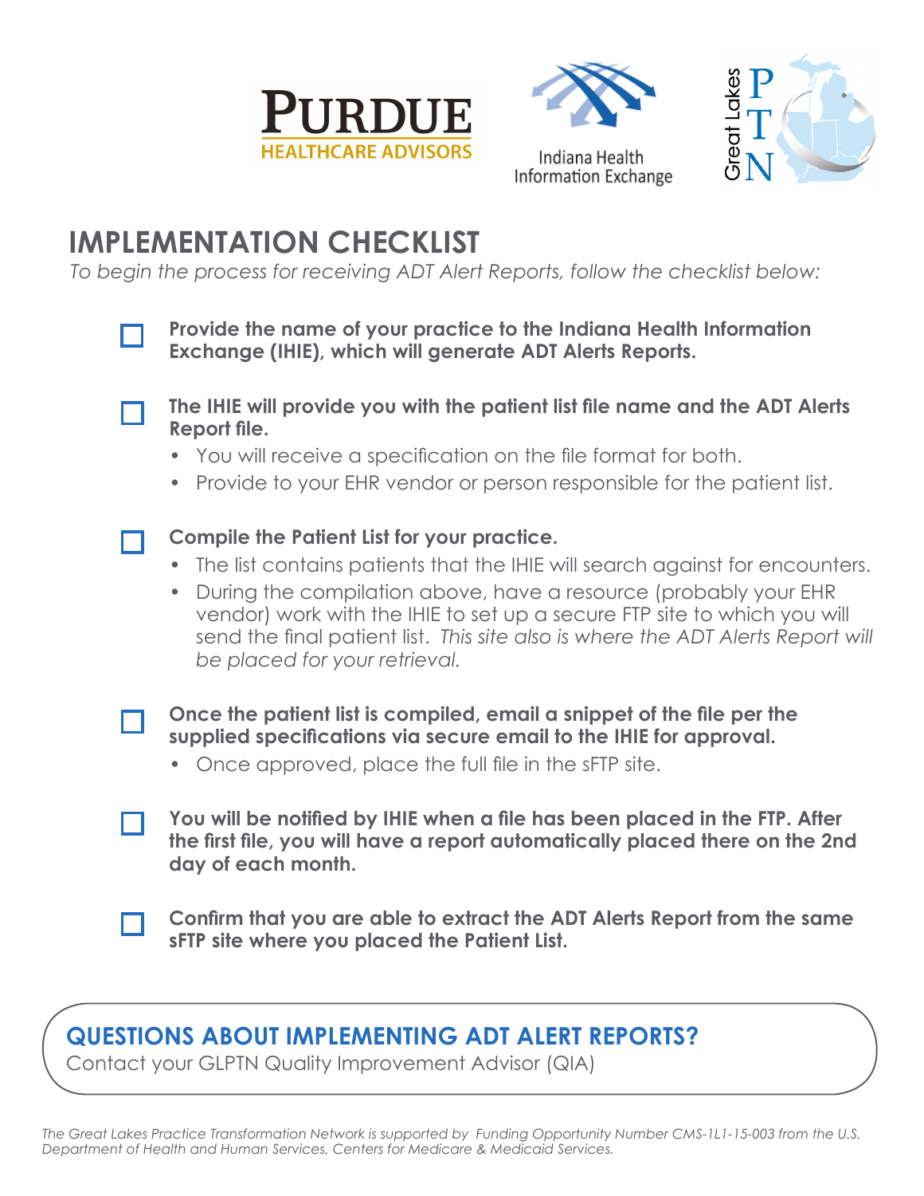PURDUE HEALTHCARE ADVISORS

Indiana Health Information Exchange

Great Lakes PTN

# IMPLEMENTATION CHECKLIST

*To begin the process for receiving ADT Alert Reports, follow the checklist below:*

- [ ] **Provide the name of your practice to the Indiana Health Information Exchange (IHIE), which will generate ADT Alerts Reports.**

- [ ] **The IHIE will provide you with the patient list file name and the ADT Alerts Report file.**
  - You will receive a specification on the file format for both.
  - Provide to your EHR vendor or person responsible for the patient list.

- [ ] **Compile the Patient List for your practice.**
  - The list contains patients that the IHIE will search against for encounters.
  - During the compilation above, have a resource (probably your EHR vendor) work with the IHIE to set up a secure FTP site to which you will send the final patient list. *This site also is where the ADT Alerts Report will be placed for your retrieval.*

- [ ] **Once the patient list is compiled, email a snippet of the file per the supplied specifications via secure email to the IHIE for approval.**
  - Once approved, place the full file in the sFTP site.

- [ ] **You will be notified by IHIE when a file has been placed in the FTP. After the first file, you will have a report automatically placed there on the 2nd day of each month.**

- [ ] **Confirm that you are able to extract the ADT Alerts Report from the same sFTP site where you placed the Patient List.**

## QUESTIONS ABOUT IMPLEMENTING ADT ALERT REPORTS?

Contact your GLPTN Quality Improvement Advisor (QIA)

*The Great Lakes Practice Transformation Network is supported by Funding Opportunity Number CMS-1L1-15-003 from the U.S. Department of Health and Human Services, Centers for Medicare & Medicaid Services.*